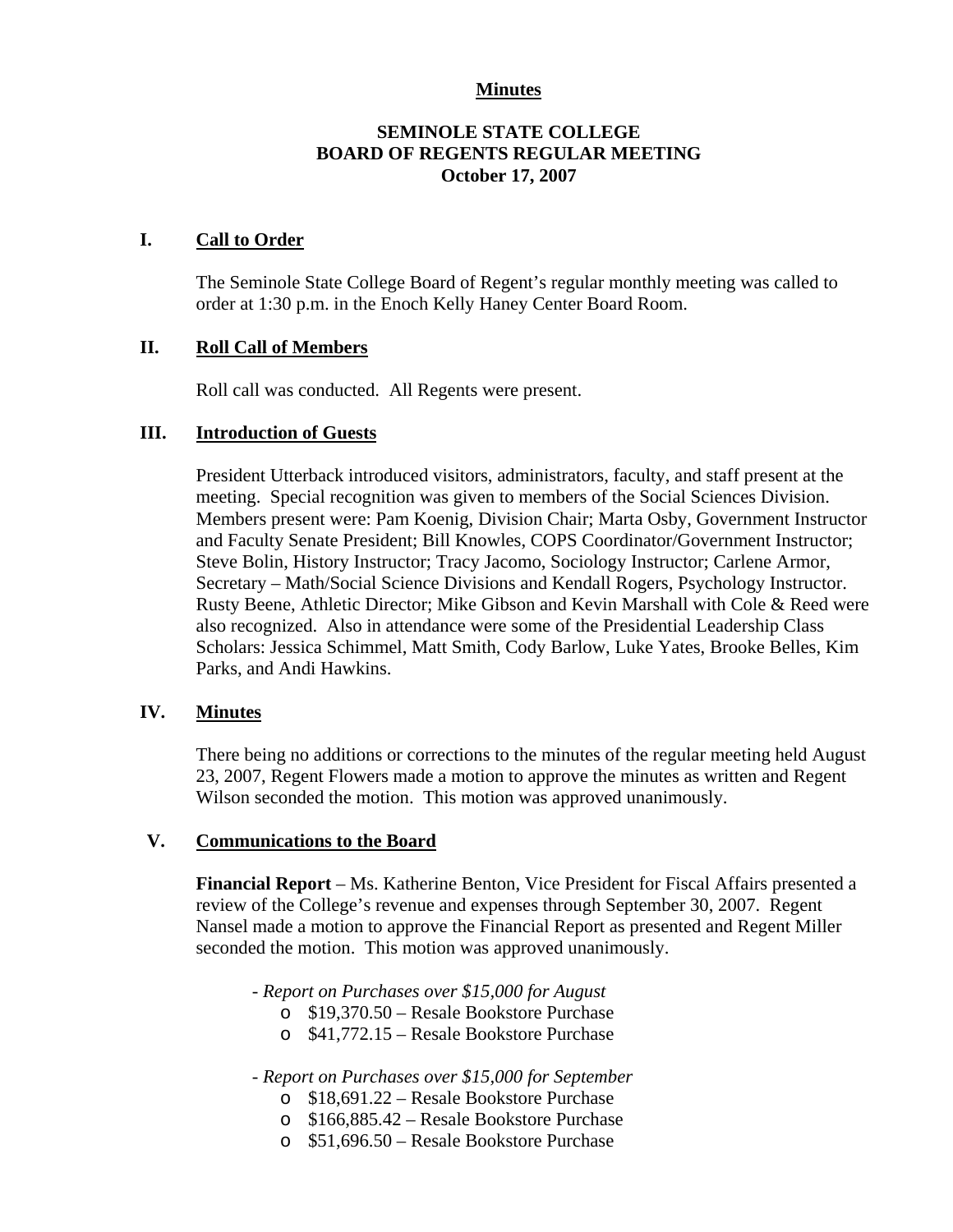# Minutes

## SEMINOLE STATE COLLEGE
## BOARD OF REGENTS REGULAR MEETING
## October 17, 2007

### I. Call to Order

The Seminole State College Board of Regent's regular monthly meeting was called to order at 1:30 p.m. in the Enoch Kelly Haney Center Board Room.

### II. Roll Call of Members

Roll call was conducted. All Regents were present.

### III. Introduction of Guests

President Utterback introduced visitors, administrators, faculty, and staff present at the meeting. Special recognition was given to members of the Social Sciences Division. Members present were: Pam Koenig, Division Chair; Marta Osby, Government Instructor and Faculty Senate President; Bill Knowles, COPS Coordinator/Government Instructor; Steve Bolin, History Instructor; Tracy Jacomo, Sociology Instructor; Carlene Armor, Secretary – Math/Social Science Divisions and Kendall Rogers, Psychology Instructor. Rusty Beene, Athletic Director; Mike Gibson and Kevin Marshall with Cole & Reed were also recognized. Also in attendance were some of the Presidential Leadership Class Scholars: Jessica Schimmel, Matt Smith, Cody Barlow, Luke Yates, Brooke Belles, Kim Parks, and Andi Hawkins.

### IV. Minutes

There being no additions or corrections to the minutes of the regular meeting held August 23, 2007, Regent Flowers made a motion to approve the minutes as written and Regent Wilson seconded the motion. This motion was approved unanimously.

### V. Communications to the Board

**Financial Report** – Ms. Katherine Benton, Vice President for Fiscal Affairs presented a review of the College's revenue and expenses through September 30, 2007. Regent Nansel made a motion to approve the Financial Report as presented and Regent Miller seconded the motion. This motion was approved unanimously.

- *Report on Purchases over $15,000 for August*
  - $19,370.50 – Resale Bookstore Purchase
  - $41,772.15 – Resale Bookstore Purchase

- *Report on Purchases over $15,000 for September*
  - $18,691.22 – Resale Bookstore Purchase
  - $166,885.42 – Resale Bookstore Purchase
  - $51,696.50 – Resale Bookstore Purchase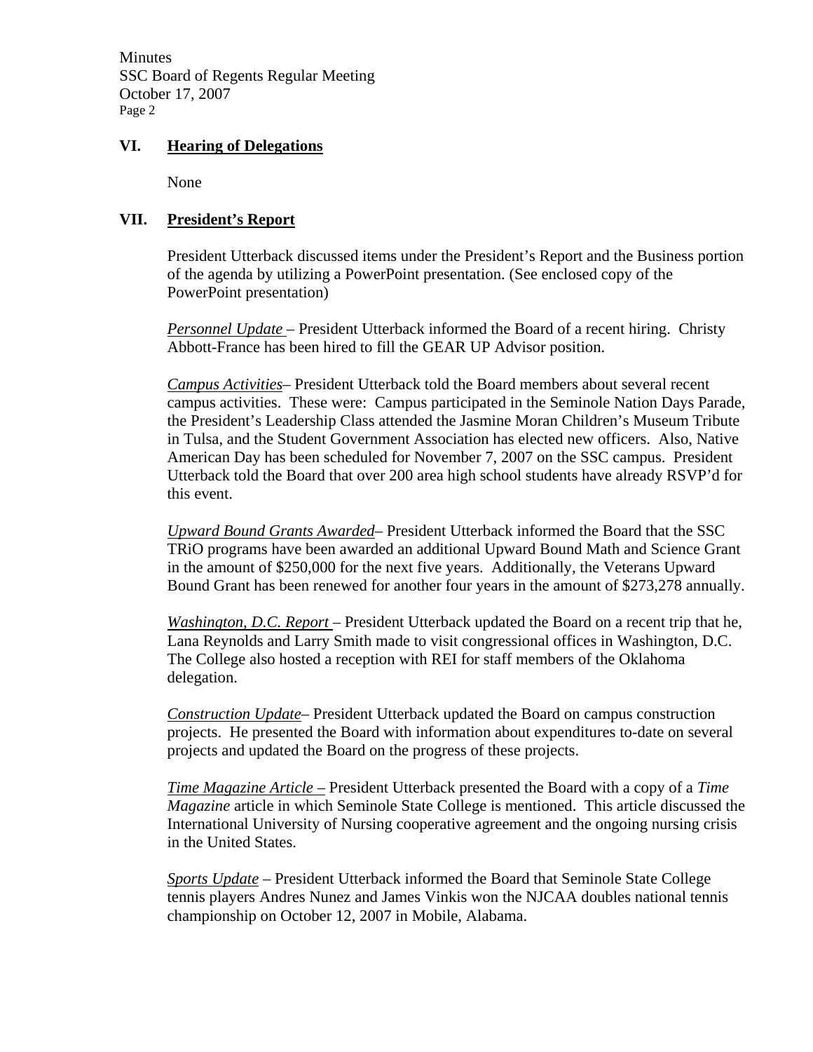## VI. Hearing of Delegations

None

## VII. President's Report

President Utterback discussed items under the President's Report and the Business portion of the agenda by utilizing a PowerPoint presentation. (See enclosed copy of the PowerPoint presentation)

*Personnel Update* – President Utterback informed the Board of a recent hiring. Christy Abbott-France has been hired to fill the GEAR UP Advisor position.

*Campus Activities*– President Utterback told the Board members about several recent campus activities. These were: Campus participated in the Seminole Nation Days Parade, the President's Leadership Class attended the Jasmine Moran Children's Museum Tribute in Tulsa, and the Student Government Association has elected new officers. Also, Native American Day has been scheduled for November 7, 2007 on the SSC campus. President Utterback told the Board that over 200 area high school students have already RSVP'd for this event.

*Upward Bound Grants Awarded*– President Utterback informed the Board that the SSC TRiO programs have been awarded an additional Upward Bound Math and Science Grant in the amount of $250,000 for the next five years. Additionally, the Veterans Upward Bound Grant has been renewed for another four years in the amount of $273,278 annually.

*Washington, D.C. Report* – President Utterback updated the Board on a recent trip that he, Lana Reynolds and Larry Smith made to visit congressional offices in Washington, D.C. The College also hosted a reception with REI for staff members of the Oklahoma delegation.

*Construction Update*– President Utterback updated the Board on campus construction projects. He presented the Board with information about expenditures to-date on several projects and updated the Board on the progress of these projects.

*Time Magazine Article* – President Utterback presented the Board with a copy of a *Time Magazine* article in which Seminole State College is mentioned. This article discussed the International University of Nursing cooperative agreement and the ongoing nursing crisis in the United States.

*Sports Update* – President Utterback informed the Board that Seminole State College tennis players Andres Nunez and James Vinkis won the NJCAA doubles national tennis championship on October 12, 2007 in Mobile, Alabama.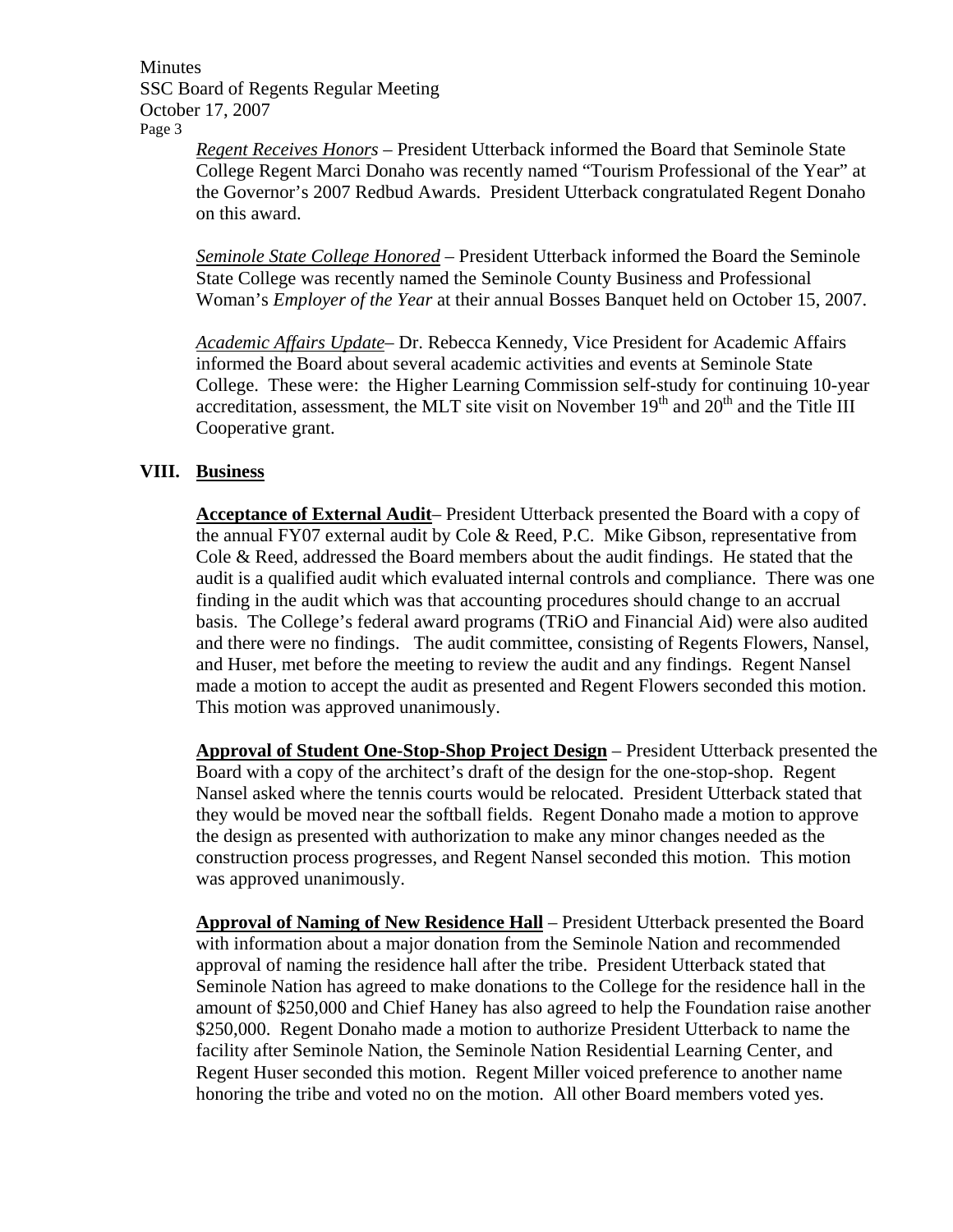*Regent Receives Honors* – President Utterback informed the Board that Seminole State College Regent Marci Donaho was recently named "Tourism Professional of the Year" at the Governor's 2007 Redbud Awards. President Utterback congratulated Regent Donaho on this award.

*Seminole State College Honored* – President Utterback informed the Board the Seminole State College was recently named the Seminole County Business and Professional Woman's *Employer of the Year* at their annual Bosses Banquet held on October 15, 2007.

*Academic Affairs Update*– Dr. Rebecca Kennedy, Vice President for Academic Affairs informed the Board about several academic activities and events at Seminole State College. These were: the Higher Learning Commission self-study for continuing 10-year accreditation, assessment, the MLT site visit on November 19th and 20th and the Title III Cooperative grant.

## VIII. Business

**Acceptance of External Audit**– President Utterback presented the Board with a copy of the annual FY07 external audit by Cole & Reed, P.C. Mike Gibson, representative from Cole & Reed, addressed the Board members about the audit findings. He stated that the audit is a qualified audit which evaluated internal controls and compliance. There was one finding in the audit which was that accounting procedures should change to an accrual basis. The College's federal award programs (TRiO and Financial Aid) were also audited and there were no findings. The audit committee, consisting of Regents Flowers, Nansel, and Huser, met before the meeting to review the audit and any findings. Regent Nansel made a motion to accept the audit as presented and Regent Flowers seconded this motion. This motion was approved unanimously.

**Approval of Student One-Stop-Shop Project Design** – President Utterback presented the Board with a copy of the architect's draft of the design for the one-stop-shop. Regent Nansel asked where the tennis courts would be relocated. President Utterback stated that they would be moved near the softball fields. Regent Donaho made a motion to approve the design as presented with authorization to make any minor changes needed as the construction process progresses, and Regent Nansel seconded this motion. This motion was approved unanimously.

**Approval of Naming of New Residence Hall** – President Utterback presented the Board with information about a major donation from the Seminole Nation and recommended approval of naming the residence hall after the tribe. President Utterback stated that Seminole Nation has agreed to make donations to the College for the residence hall in the amount of $250,000 and Chief Haney has also agreed to help the Foundation raise another $250,000. Regent Donaho made a motion to authorize President Utterback to name the facility after Seminole Nation, the Seminole Nation Residential Learning Center, and Regent Huser seconded this motion. Regent Miller voiced preference to another name honoring the tribe and voted no on the motion. All other Board members voted yes.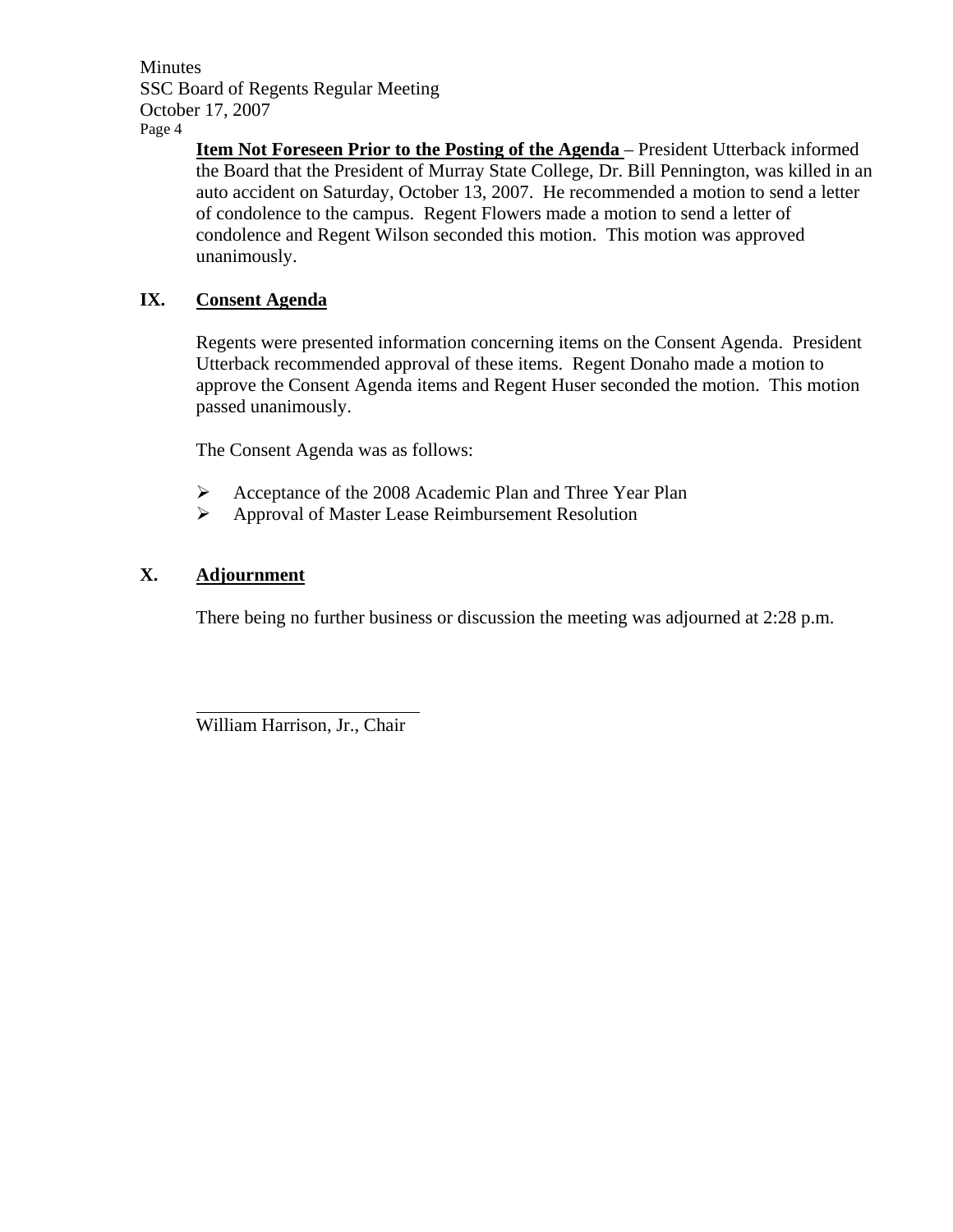**Item Not Foreseen Prior to the Posting of the Agenda** – President Utterback informed the Board that the President of Murray State College, Dr. Bill Pennington, was killed in an auto accident on Saturday, October 13, 2007. He recommended a motion to send a letter of condolence to the campus. Regent Flowers made a motion to send a letter of condolence and Regent Wilson seconded this motion. This motion was approved unanimously.

## IX. Consent Agenda

Regents were presented information concerning items on the Consent Agenda. President Utterback recommended approval of these items. Regent Donaho made a motion to approve the Consent Agenda items and Regent Huser seconded the motion. This motion passed unanimously.

The Consent Agenda was as follows:

- Acceptance of the 2008 Academic Plan and Three Year Plan
- Approval of Master Lease Reimbursement Resolution

## X. Adjournment

There being no further business or discussion the meeting was adjourned at 2:28 p.m.

\_\_\_\_\_\_\_\_\_\_\_\_\_\_\_\_\_\_\_\_\_\_\_\_\_\_

William Harrison, Jr., Chair